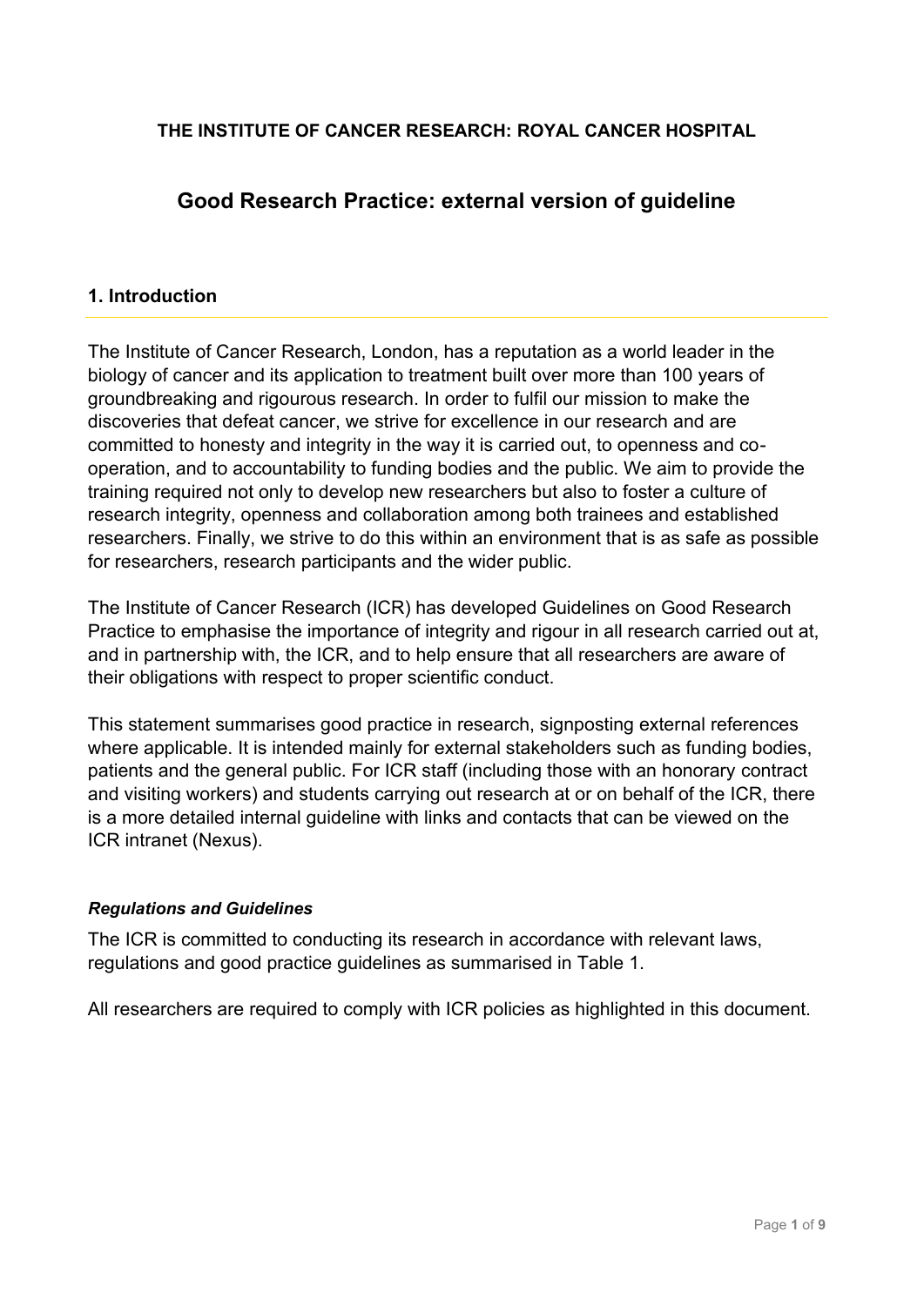**THE INSTITUTE OF CANCER RESEARCH: ROYAL CANCER HOSPITAL**

# Good Research Practice: external version of guideline

## 1. Introduction

The Institute of Cancer Research, London, has a reputation as a world leader in the biology of cancer and its application to treatment built over more than 100 years of groundbreaking and rigourous research. In order to fulfil our mission to make the discoveries that defeat cancer, we strive for excellence in our research and are committed to honesty and integrity in the way it is carried out, to openness and co-operation, and to accountability to funding bodies and the public. We aim to provide the training required not only to develop new researchers but also to foster a culture of research integrity, openness and collaboration among both trainees and established researchers. Finally, we strive to do this within an environment that is as safe as possible for researchers, research participants and the wider public.

The Institute of Cancer Research (ICR) has developed Guidelines on Good Research Practice to emphasise the importance of integrity and rigour in all research carried out at, and in partnership with, the ICR, and to help ensure that all researchers are aware of their obligations with respect to proper scientific conduct.

This statement summarises good practice in research, signposting external references where applicable. It is intended mainly for external stakeholders such as funding bodies, patients and the general public. For ICR staff (including those with an honorary contract and visiting workers) and students carrying out research at or on behalf of the ICR, there is a more detailed internal guideline with links and contacts that can be viewed on the ICR intranet (Nexus).

### *Regulations and Guidelines*

The ICR is committed to conducting its research in accordance with relevant laws, regulations and good practice guidelines as summarised in Table 1.

All researchers are required to comply with ICR policies as highlighted in this document.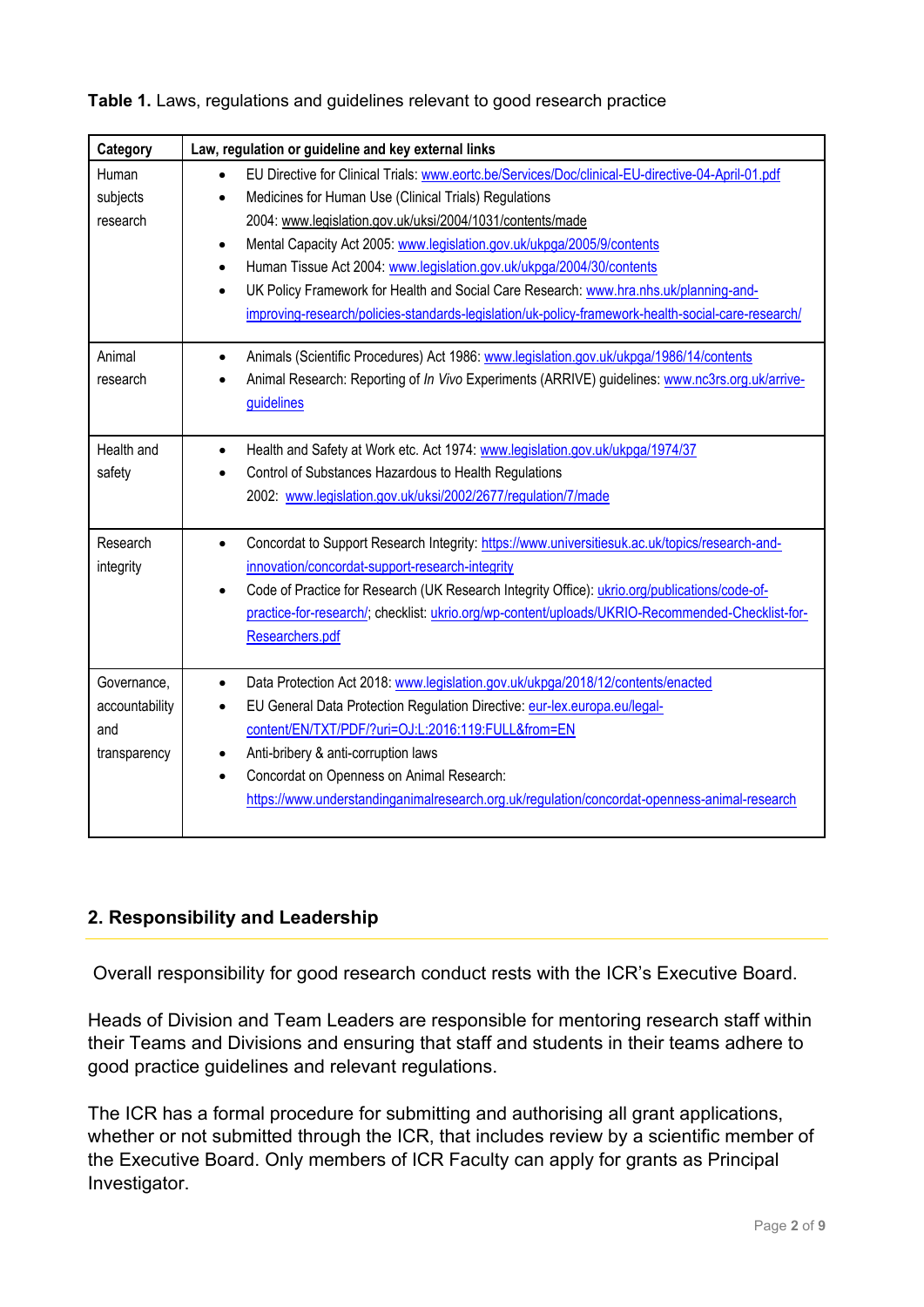**Table 1.** Laws, regulations and guidelines relevant to good research practice

| Category | Law, regulation or guideline and key external links |
|---|---|
| Human subjects research | • EU Directive for Clinical Trials: www.eortc.be/Services/Doc/clinical-EU-directive-04-April-01.pdf<br>• Medicines for Human Use (Clinical Trials) Regulations 2004: www.legislation.gov.uk/uksi/2004/1031/contents/made<br>• Mental Capacity Act 2005: www.legislation.gov.uk/ukpga/2005/9/contents<br>• Human Tissue Act 2004: www.legislation.gov.uk/ukpga/2004/30/contents<br>• UK Policy Framework for Health and Social Care Research: www.hra.nhs.uk/planning-and-improving-research/policies-standards-legislation/uk-policy-framework-health-social-care-research/ |
| Animal research | • Animals (Scientific Procedures) Act 1986: www.legislation.gov.uk/ukpga/1986/14/contents<br>• Animal Research: Reporting of *In Vivo* Experiments (ARRIVE) guidelines: www.nc3rs.org.uk/arrive-guidelines |
| Health and safety | • Health and Safety at Work etc. Act 1974: www.legislation.gov.uk/ukpga/1974/37<br>• Control of Substances Hazardous to Health Regulations 2002: www.legislation.gov.uk/uksi/2002/2677/regulation/7/made |
| Research integrity | • Concordat to Support Research Integrity: https://www.universitiesuk.ac.uk/topics/research-and-innovation/concordat-support-research-integrity<br>• Code of Practice for Research (UK Research Integrity Office): ukrio.org/publications/code-of-practice-for-research/; checklist: ukrio.org/wp-content/uploads/UKRIO-Recommended-Checklist-for-Researchers.pdf |
| Governance, accountability and transparency | • Data Protection Act 2018: www.legislation.gov.uk/ukpga/2018/12/contents/enacted<br>• EU General Data Protection Regulation Directive: eur-lex.europa.eu/legal-content/EN/TXT/PDF/?uri=OJ:L:2016:119:FULL&from=EN<br>• Anti-bribery & anti-corruption laws<br>• Concordat on Openness on Animal Research: https://www.understandinganimalresearch.org.uk/regulation/concordat-openness-animal-research |

## 2. Responsibility and Leadership

Overall responsibility for good research conduct rests with the ICR's Executive Board.

Heads of Division and Team Leaders are responsible for mentoring research staff within their Teams and Divisions and ensuring that staff and students in their teams adhere to good practice guidelines and relevant regulations.

The ICR has a formal procedure for submitting and authorising all grant applications, whether or not submitted through the ICR, that includes review by a scientific member of the Executive Board. Only members of ICR Faculty can apply for grants as Principal Investigator.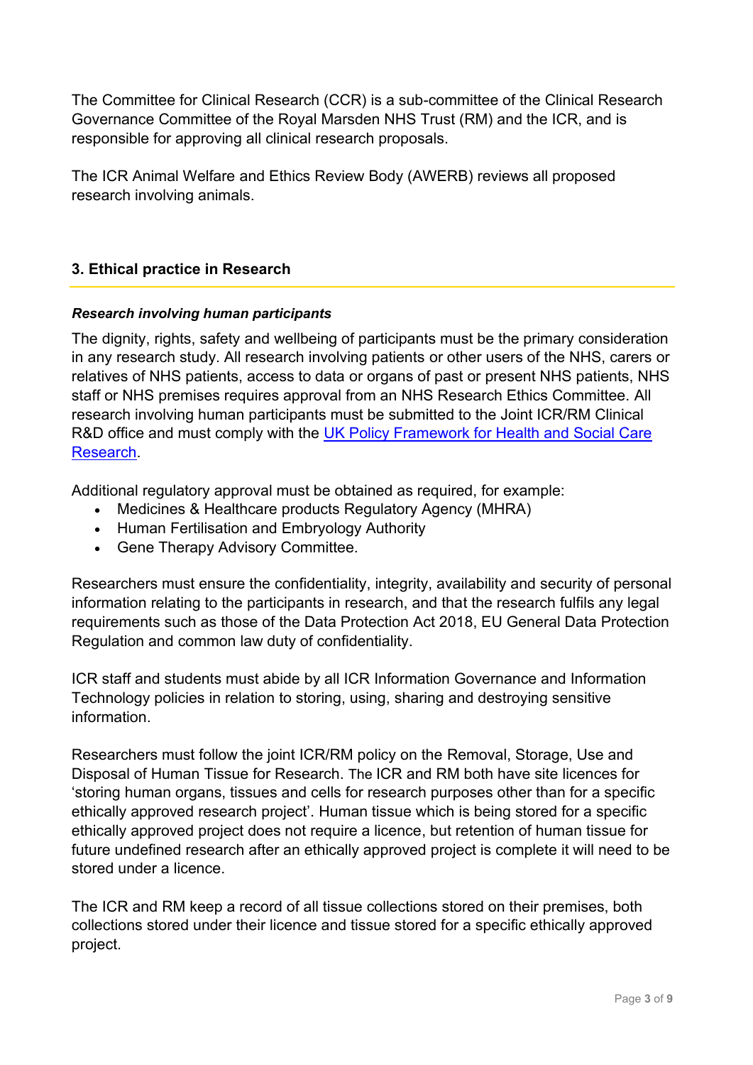The Committee for Clinical Research (CCR) is a sub-committee of the Clinical Research Governance Committee of the Royal Marsden NHS Trust (RM) and the ICR, and is responsible for approving all clinical research proposals.

The ICR Animal Welfare and Ethics Review Body (AWERB) reviews all proposed research involving animals.

## 3. Ethical practice in Research

***Research involving human participants***

The dignity, rights, safety and wellbeing of participants must be the primary consideration in any research study. All research involving patients or other users of the NHS, carers or relatives of NHS patients, access to data or organs of past or present NHS patients, NHS staff or NHS premises requires approval from an NHS Research Ethics Committee. All research involving human participants must be submitted to the Joint ICR/RM Clinical R&D office and must comply with the UK Policy Framework for Health and Social Care Research.

Additional regulatory approval must be obtained as required, for example:

- Medicines & Healthcare products Regulatory Agency (MHRA)
- Human Fertilisation and Embryology Authority
- Gene Therapy Advisory Committee.

Researchers must ensure the confidentiality, integrity, availability and security of personal information relating to the participants in research, and that the research fulfils any legal requirements such as those of the Data Protection Act 2018, EU General Data Protection Regulation and common law duty of confidentiality.

ICR staff and students must abide by all ICR Information Governance and Information Technology policies in relation to storing, using, sharing and destroying sensitive information.

Researchers must follow the joint ICR/RM policy on the Removal, Storage, Use and Disposal of Human Tissue for Research. The ICR and RM both have site licences for 'storing human organs, tissues and cells for research purposes other than for a specific ethically approved research project'. Human tissue which is being stored for a specific ethically approved project does not require a licence, but retention of human tissue for future undefined research after an ethically approved project is complete it will need to be stored under a licence.

The ICR and RM keep a record of all tissue collections stored on their premises, both collections stored under their licence and tissue stored for a specific ethically approved project.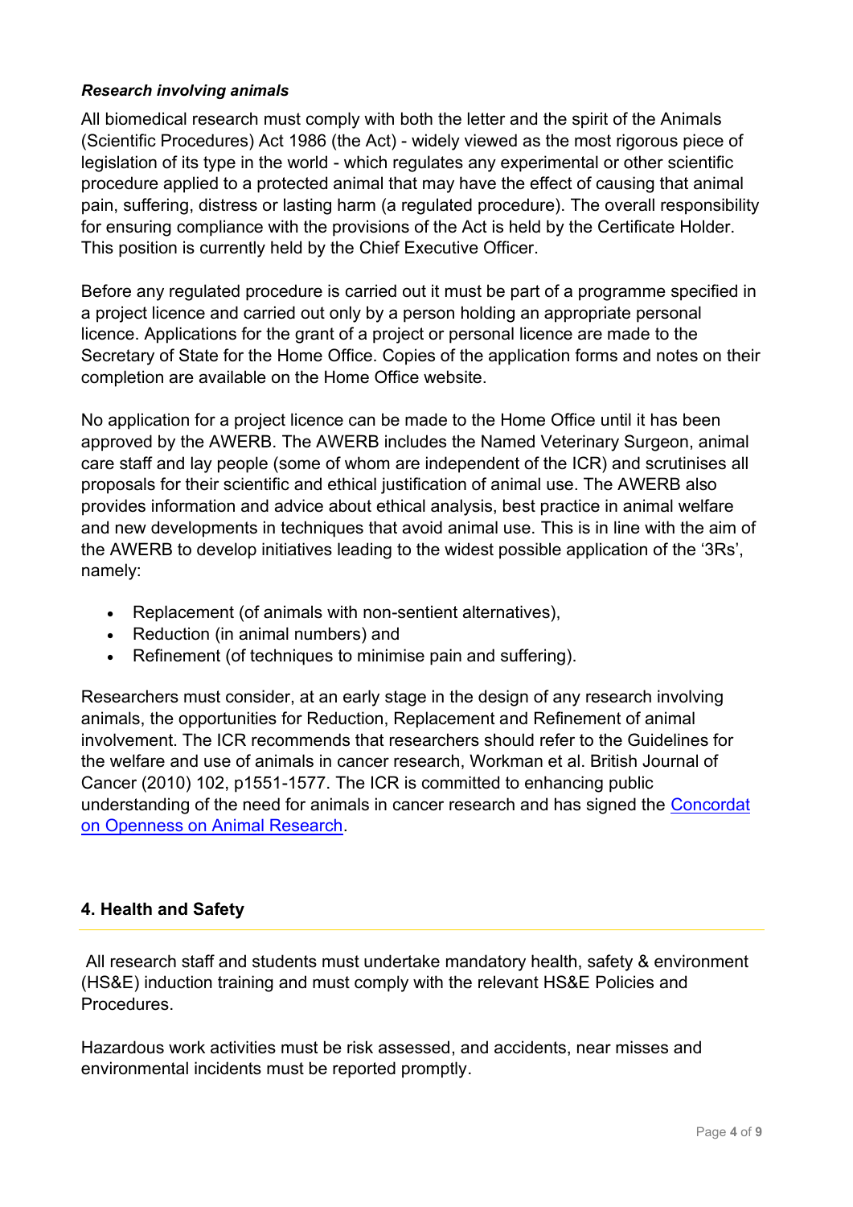***Research involving animals***

All biomedical research must comply with both the letter and the spirit of the Animals (Scientific Procedures) Act 1986 (the Act) - widely viewed as the most rigorous piece of legislation of its type in the world - which regulates any experimental or other scientific procedure applied to a protected animal that may have the effect of causing that animal pain, suffering, distress or lasting harm (a regulated procedure). The overall responsibility for ensuring compliance with the provisions of the Act is held by the Certificate Holder. This position is currently held by the Chief Executive Officer.

Before any regulated procedure is carried out it must be part of a programme specified in a project licence and carried out only by a person holding an appropriate personal licence. Applications for the grant of a project or personal licence are made to the Secretary of State for the Home Office. Copies of the application forms and notes on their completion are available on the Home Office website.

No application for a project licence can be made to the Home Office until it has been approved by the AWERB. The AWERB includes the Named Veterinary Surgeon, animal care staff and lay people (some of whom are independent of the ICR) and scrutinises all proposals for their scientific and ethical justification of animal use. The AWERB also provides information and advice about ethical analysis, best practice in animal welfare and new developments in techniques that avoid animal use. This is in line with the aim of the AWERB to develop initiatives leading to the widest possible application of the '3Rs', namely:

- Replacement (of animals with non-sentient alternatives),
- Reduction (in animal numbers) and
- Refinement (of techniques to minimise pain and suffering).

Researchers must consider, at an early stage in the design of any research involving animals, the opportunities for Reduction, Replacement and Refinement of animal involvement. The ICR recommends that researchers should refer to the Guidelines for the welfare and use of animals in cancer research, Workman et al. British Journal of Cancer (2010) 102, p1551-1577. The ICR is committed to enhancing public understanding of the need for animals in cancer research and has signed the Concordat on Openness on Animal Research.

## 4. Health and Safety

All research staff and students must undertake mandatory health, safety & environment (HS&E) induction training and must comply with the relevant HS&E Policies and Procedures.

Hazardous work activities must be risk assessed, and accidents, near misses and environmental incidents must be reported promptly.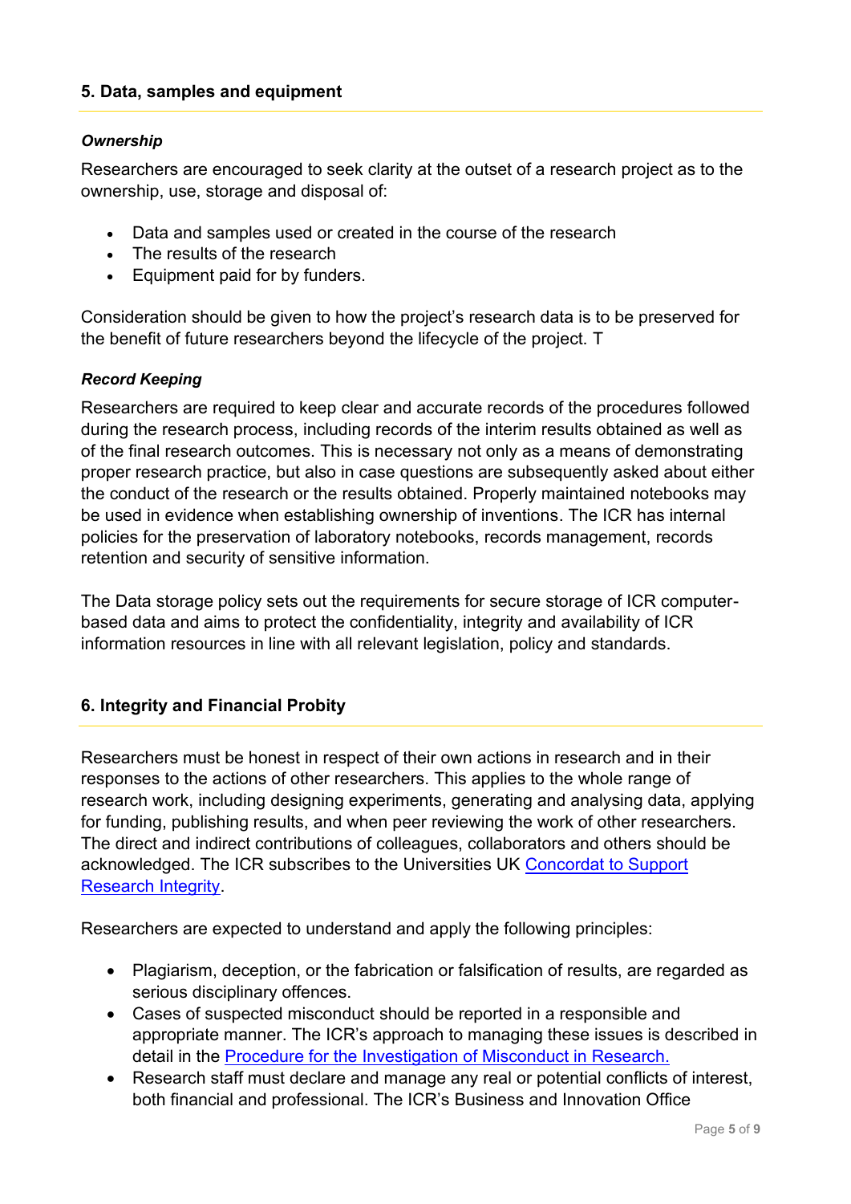## 5. Data, samples and equipment

### *Ownership*

Researchers are encouraged to seek clarity at the outset of a research project as to the ownership, use, storage and disposal of:

- Data and samples used or created in the course of the research
- The results of the research
- Equipment paid for by funders.

Consideration should be given to how the project's research data is to be preserved for the benefit of future researchers beyond the lifecycle of the project. T

### *Record Keeping*

Researchers are required to keep clear and accurate records of the procedures followed during the research process, including records of the interim results obtained as well as of the final research outcomes. This is necessary not only as a means of demonstrating proper research practice, but also in case questions are subsequently asked about either the conduct of the research or the results obtained. Properly maintained notebooks may be used in evidence when establishing ownership of inventions. The ICR has internal policies for the preservation of laboratory notebooks, records management, records retention and security of sensitive information.

The Data storage policy sets out the requirements for secure storage of ICR computer-based data and aims to protect the confidentiality, integrity and availability of ICR information resources in line with all relevant legislation, policy and standards.

## 6. Integrity and Financial Probity

Researchers must be honest in respect of their own actions in research and in their responses to the actions of other researchers. This applies to the whole range of research work, including designing experiments, generating and analysing data, applying for funding, publishing results, and when peer reviewing the work of other researchers. The direct and indirect contributions of colleagues, collaborators and others should be acknowledged. The ICR subscribes to the Universities UK Concordat to Support Research Integrity.

Researchers are expected to understand and apply the following principles:

- Plagiarism, deception, or the fabrication or falsification of results, are regarded as serious disciplinary offences.
- Cases of suspected misconduct should be reported in a responsible and appropriate manner. The ICR's approach to managing these issues is described in detail in the Procedure for the Investigation of Misconduct in Research.
- Research staff must declare and manage any real or potential conflicts of interest, both financial and professional. The ICR's Business and Innovation Office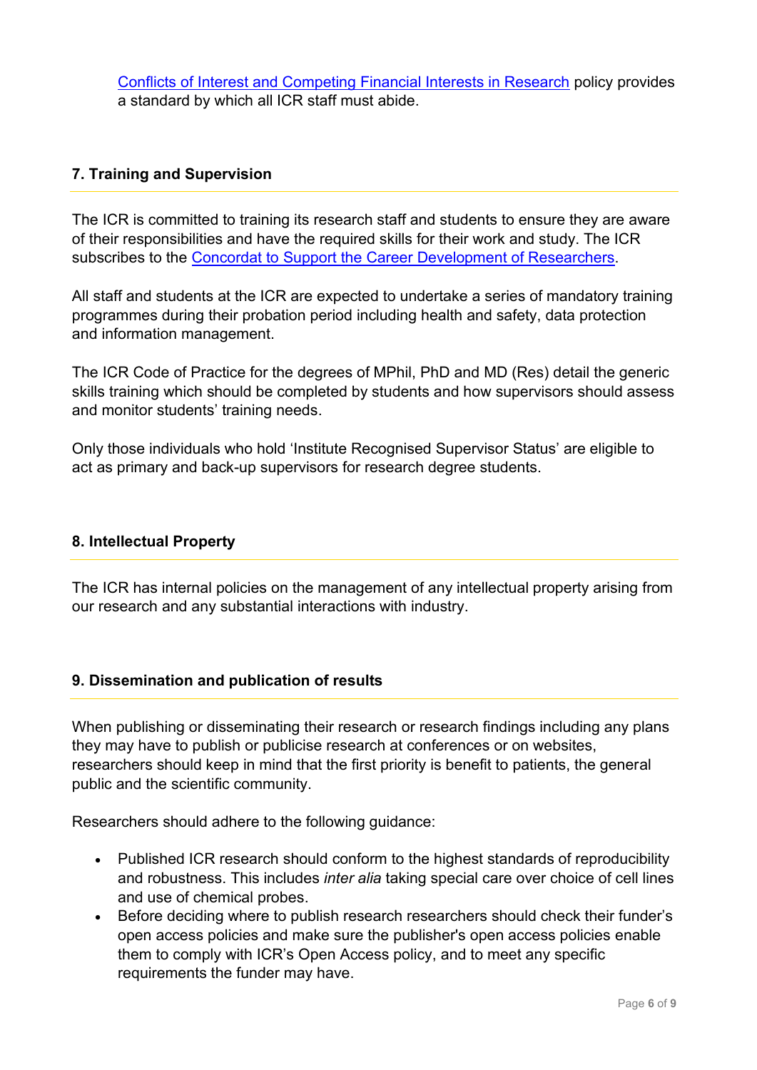Conflicts of Interest and Competing Financial Interests in Research policy provides a standard by which all ICR staff must abide.

## 7. Training and Supervision

The ICR is committed to training its research staff and students to ensure they are aware of their responsibilities and have the required skills for their work and study. The ICR subscribes to the Concordat to Support the Career Development of Researchers.

All staff and students at the ICR are expected to undertake a series of mandatory training programmes during their probation period including health and safety, data protection and information management.

The ICR Code of Practice for the degrees of MPhil, PhD and MD (Res) detail the generic skills training which should be completed by students and how supervisors should assess and monitor students' training needs.

Only those individuals who hold 'Institute Recognised Supervisor Status' are eligible to act as primary and back-up supervisors for research degree students.

## 8. Intellectual Property

The ICR has internal policies on the management of any intellectual property arising from our research and any substantial interactions with industry.

## 9. Dissemination and publication of results

When publishing or disseminating their research or research findings including any plans they may have to publish or publicise research at conferences or on websites, researchers should keep in mind that the first priority is benefit to patients, the general public and the scientific community.

Researchers should adhere to the following guidance:

- Published ICR research should conform to the highest standards of reproducibility and robustness. This includes *inter alia* taking special care over choice of cell lines and use of chemical probes.
- Before deciding where to publish research researchers should check their funder's open access policies and make sure the publisher's open access policies enable them to comply with ICR's Open Access policy, and to meet any specific requirements the funder may have.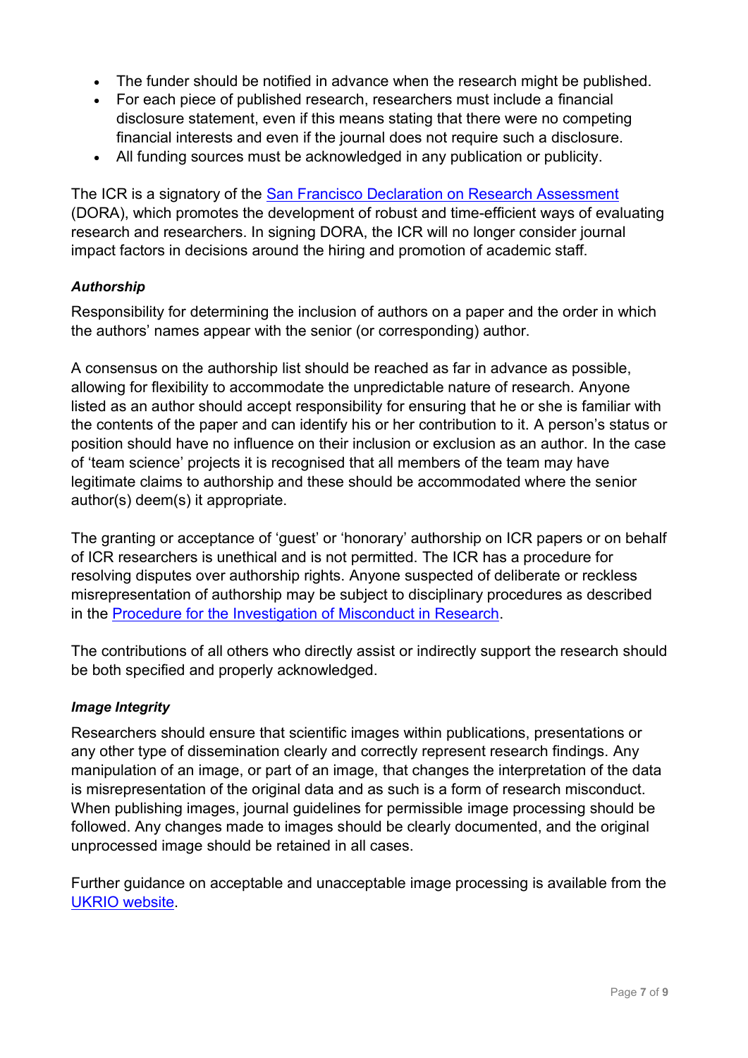- The funder should be notified in advance when the research might be published.
- For each piece of published research, researchers must include a financial disclosure statement, even if this means stating that there were no competing financial interests and even if the journal does not require such a disclosure.
- All funding sources must be acknowledged in any publication or publicity.

The ICR is a signatory of the [San Francisco Declaration on Research Assessment](#) (DORA), which promotes the development of robust and time-efficient ways of evaluating research and researchers. In signing DORA, the ICR will no longer consider journal impact factors in decisions around the hiring and promotion of academic staff.

***Authorship***

Responsibility for determining the inclusion of authors on a paper and the order in which the authors' names appear with the senior (or corresponding) author.

A consensus on the authorship list should be reached as far in advance as possible, allowing for flexibility to accommodate the unpredictable nature of research. Anyone listed as an author should accept responsibility for ensuring that he or she is familiar with the contents of the paper and can identify his or her contribution to it. A person's status or position should have no influence on their inclusion or exclusion as an author. In the case of 'team science' projects it is recognised that all members of the team may have legitimate claims to authorship and these should be accommodated where the senior author(s) deem(s) it appropriate.

The granting or acceptance of 'guest' or 'honorary' authorship on ICR papers or on behalf of ICR researchers is unethical and is not permitted. The ICR has a procedure for resolving disputes over authorship rights. Anyone suspected of deliberate or reckless misrepresentation of authorship may be subject to disciplinary procedures as described in the [Procedure for the Investigation of Misconduct in Research](#).

The contributions of all others who directly assist or indirectly support the research should be both specified and properly acknowledged.

***Image Integrity***

Researchers should ensure that scientific images within publications, presentations or any other type of dissemination clearly and correctly represent research findings. Any manipulation of an image, or part of an image, that changes the interpretation of the data is misrepresentation of the original data and as such is a form of research misconduct. When publishing images, journal guidelines for permissible image processing should be followed. Any changes made to images should be clearly documented, and the original unprocessed image should be retained in all cases.

Further guidance on acceptable and unacceptable image processing is available from the [UKRIO website](#).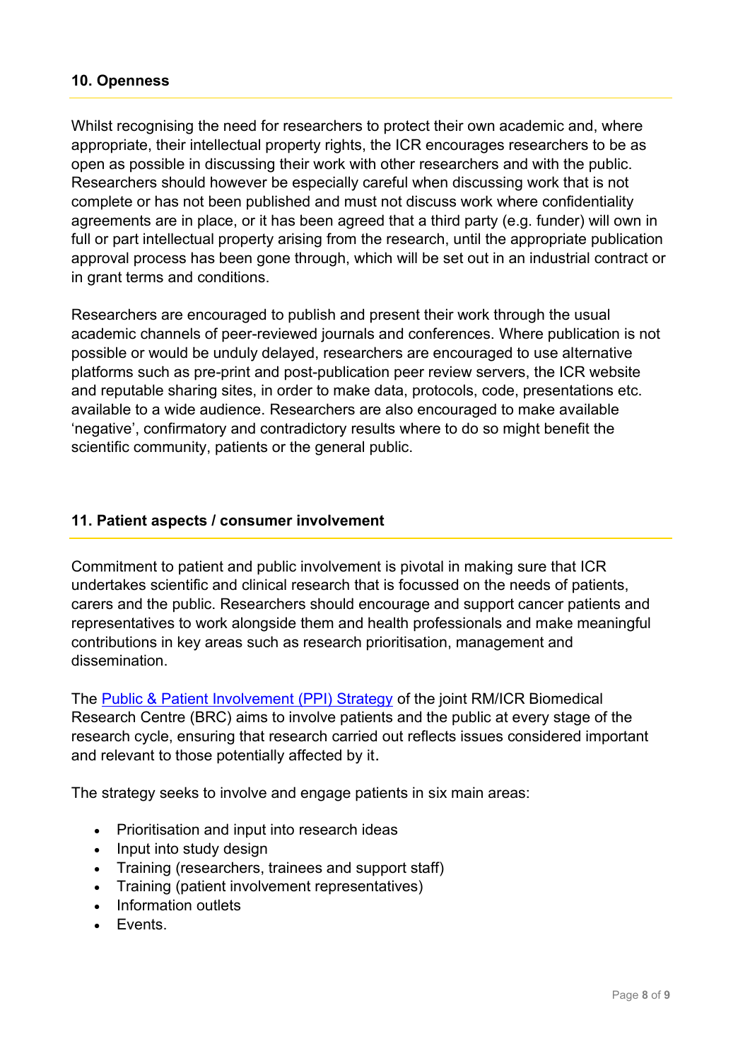## 10. Openness

Whilst recognising the need for researchers to protect their own academic and, where appropriate, their intellectual property rights, the ICR encourages researchers to be as open as possible in discussing their work with other researchers and with the public. Researchers should however be especially careful when discussing work that is not complete or has not been published and must not discuss work where confidentiality agreements are in place, or it has been agreed that a third party (e.g. funder) will own in full or part intellectual property arising from the research, until the appropriate publication approval process has been gone through, which will be set out in an industrial contract or in grant terms and conditions.

Researchers are encouraged to publish and present their work through the usual academic channels of peer-reviewed journals and conferences. Where publication is not possible or would be unduly delayed, researchers are encouraged to use alternative platforms such as pre-print and post-publication peer review servers, the ICR website and reputable sharing sites, in order to make data, protocols, code, presentations etc. available to a wide audience. Researchers are also encouraged to make available 'negative', confirmatory and contradictory results where to do so might benefit the scientific community, patients or the general public.

## 11. Patient aspects / consumer involvement

Commitment to patient and public involvement is pivotal in making sure that ICR undertakes scientific and clinical research that is focussed on the needs of patients, carers and the public. Researchers should encourage and support cancer patients and representatives to work alongside them and health professionals and make meaningful contributions in key areas such as research prioritisation, management and dissemination.

The Public & Patient Involvement (PPI) Strategy of the joint RM/ICR Biomedical Research Centre (BRC) aims to involve patients and the public at every stage of the research cycle, ensuring that research carried out reflects issues considered important and relevant to those potentially affected by it.

The strategy seeks to involve and engage patients in six main areas:

- Prioritisation and input into research ideas
- Input into study design
- Training (researchers, trainees and support staff)
- Training (patient involvement representatives)
- Information outlets
- Events.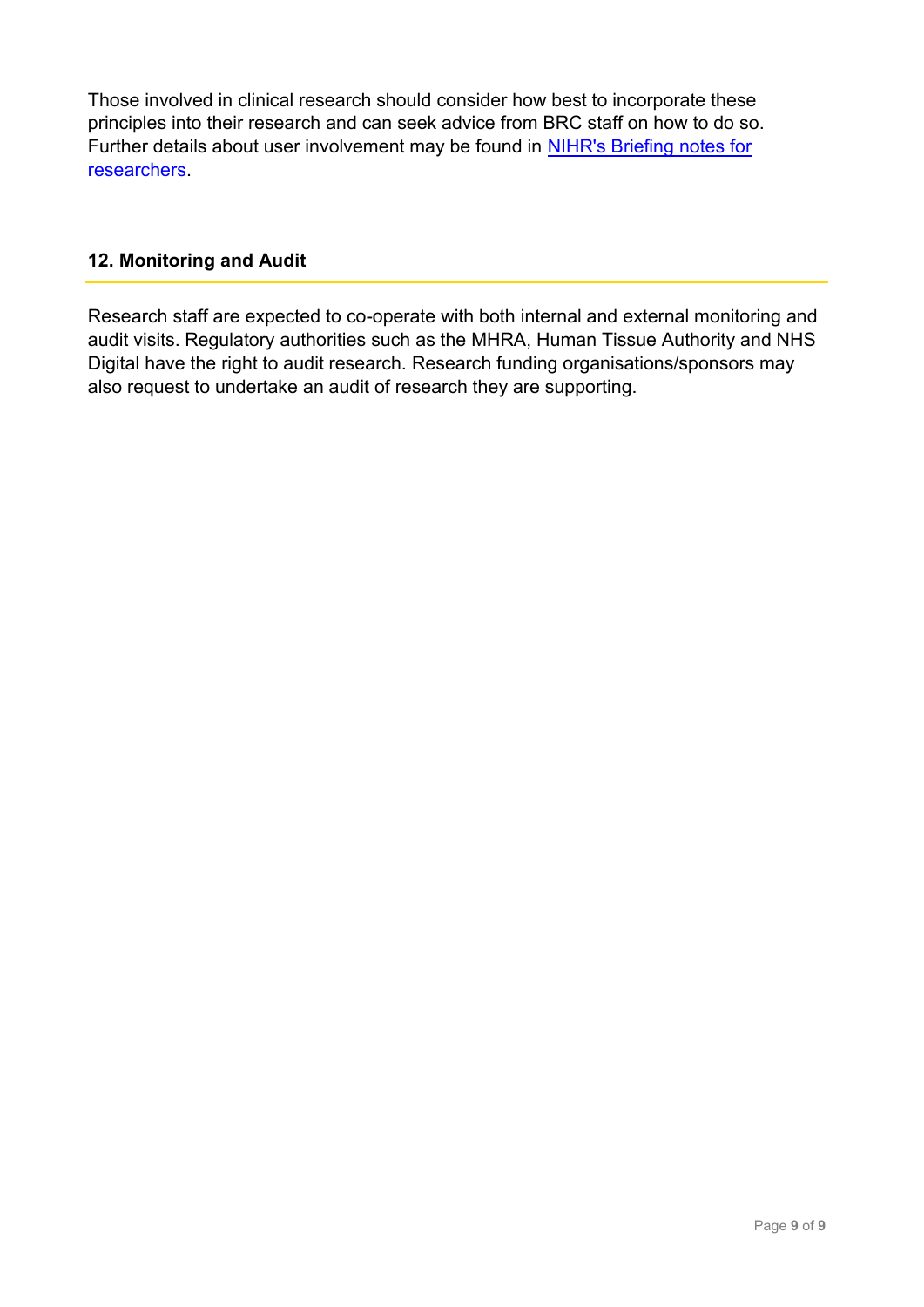Those involved in clinical research should consider how best to incorporate these principles into their research and can seek advice from BRC staff on how to do so. Further details about user involvement may be found in [NIHR's Briefing notes for researchers].

## 12. Monitoring and Audit

Research staff are expected to co-operate with both internal and external monitoring and audit visits. Regulatory authorities such as the MHRA, Human Tissue Authority and NHS Digital have the right to audit research. Research funding organisations/sponsors may also request to undertake an audit of research they are supporting.